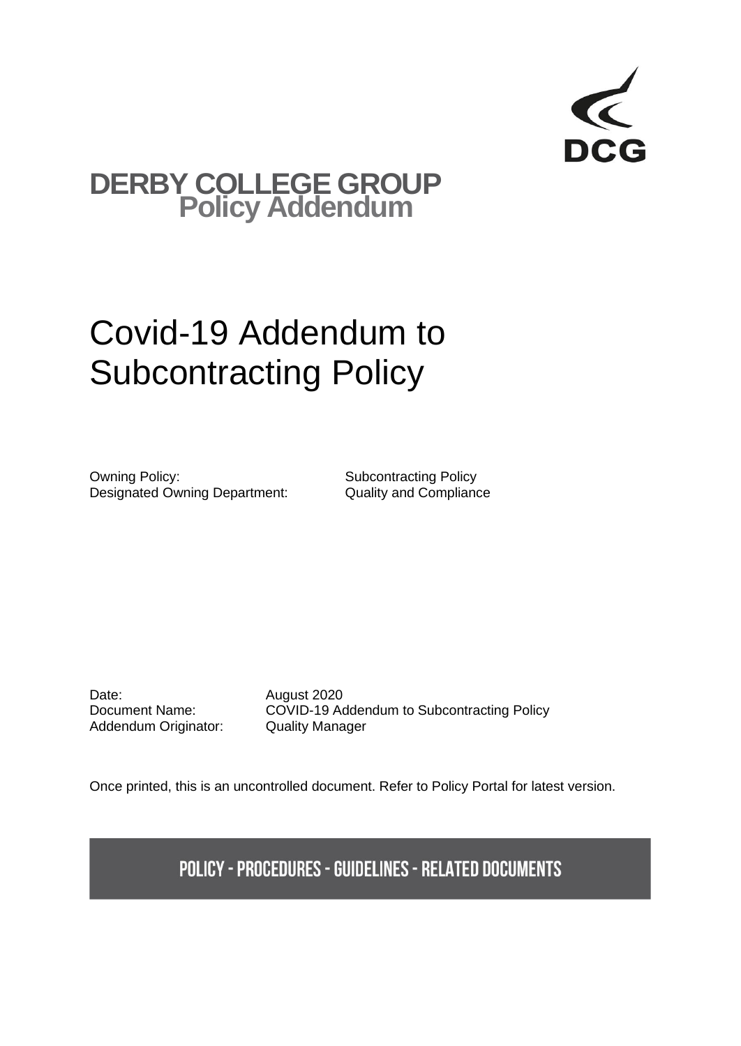DCG

# DERBY COLLEGE GROUP
## Policy Addendum

# Covid-19 Addendum to Subcontracting Policy

Owning Policy: Subcontracting Policy
Designated Owning Department: Quality and Compliance

Date: August 2020
Document Name: COVID-19 Addendum to Subcontracting Policy
Addendum Originator: Quality Manager

Once printed, this is an uncontrolled document. Refer to Policy Portal for latest version.

**POLICY - PROCEDURES - GUIDELINES - RELATED DOCUMENTS**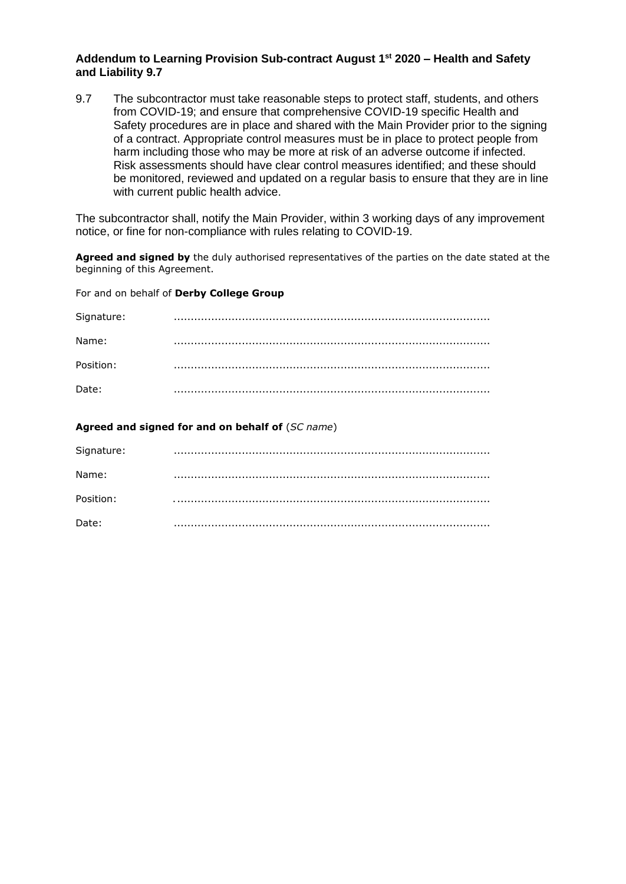**Addendum to Learning Provision Sub-contract August 1st 2020 – Health and Safety and Liability 9.7**

9.7 The subcontractor must take reasonable steps to protect staff, students, and others from COVID-19; and ensure that comprehensive COVID-19 specific Health and Safety procedures are in place and shared with the Main Provider prior to the signing of a contract. Appropriate control measures must be in place to protect people from harm including those who may be more at risk of an adverse outcome if infected. Risk assessments should have clear control measures identified; and these should be monitored, reviewed and updated on a regular basis to ensure that they are in line with current public health advice.

The subcontractor shall, notify the Main Provider, within 3 working days of any improvement notice, or fine for non-compliance with rules relating to COVID-19.

**Agreed and signed by** the duly authorised representatives of the parties on the date stated at the beginning of this Agreement.

For and on behalf of **Derby College Group**

Signature: ............................................................................................

Name: ............................................................................................

Position: ............................................................................................

Date: ............................................................................................

**Agreed and signed for and on behalf of** (*SC name*)

Signature: ............................................................................................

Name: ............................................................................................

Position: ............................................................................................

Date: ............................................................................................